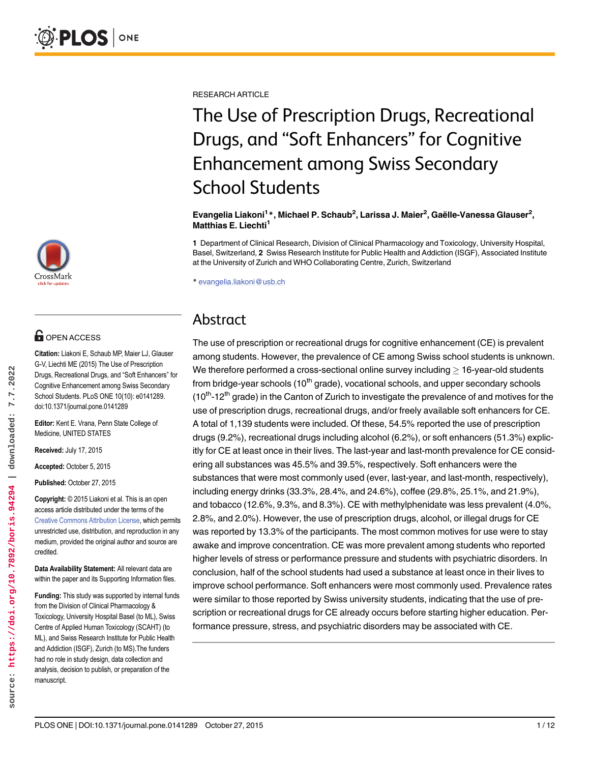RESEARCH ARTICLE

# The Use of Prescription Drugs, Recreational Drugs, and "Soft Enhancers" for Cognitive Enhancement among Swiss Secondary School Students

**Evangelia Liakoni[1]*, Michael P. Schaub[2], Larissa J. Maier[2], Gaëlle-Vanessa Glauser[2], Matthias E. Liechti[1]**

**1** Department of Clinical Research, Division of Clinical Pharmacology and Toxicology, University Hospital, Basel, Switzerland, **2** Swiss Research Institute for Public Health and Addiction (ISGF), Associated Institute at the University of Zurich and WHO Collaborating Centre, Zurich, Switzerland

* evangelia.liakoni@usb.ch

OPEN ACCESS

**Citation:** Liakoni E, Schaub MP, Maier LJ, Glauser G-V, Liechti ME (2015) The Use of Prescription Drugs, Recreational Drugs, and "Soft Enhancers" for Cognitive Enhancement among Swiss Secondary School Students. PLoS ONE 10(10): e0141289. doi:10.1371/journal.pone.0141289

**Editor:** Kent E. Vrana, Penn State College of Medicine, UNITED STATES

**Received:** July 17, 2015

**Accepted:** October 5, 2015

**Published:** October 27, 2015

**Copyright:** © 2015 Liakoni et al. This is an open access article distributed under the terms of the Creative Commons Attribution License, which permits unrestricted use, distribution, and reproduction in any medium, provided the original author and source are credited.

**Data Availability Statement:** All relevant data are within the paper and its Supporting Information files.

**Funding:** This study was supported by internal funds from the Division of Clinical Pharmacology & Toxicology, University Hospital Basel (to ML), Swiss Centre of Applied Human Toxicology (SCAHT) (to ML), and Swiss Research Institute for Public Health and Addiction (ISGF), Zurich (to MS).The funders had no role in study design, data collection and analysis, decision to publish, or preparation of the manuscript.

## Abstract

The use of prescription or recreational drugs for cognitive enhancement (CE) is prevalent among students. However, the prevalence of CE among Swiss school students is unknown. We therefore performed a cross-sectional online survey including ≥ 16-year-old students from bridge-year schools (10th grade), vocational schools, and upper secondary schools (10th-12th grade) in the Canton of Zurich to investigate the prevalence of and motives for the use of prescription drugs, recreational drugs, and/or freely available soft enhancers for CE. A total of 1,139 students were included. Of these, 54.5% reported the use of prescription drugs (9.2%), recreational drugs including alcohol (6.2%), or soft enhancers (51.3%) explicitly for CE at least once in their lives. The last-year and last-month prevalence for CE considering all substances was 45.5% and 39.5%, respectively. Soft enhancers were the substances that were most commonly used (ever, last-year, and last-month, respectively), including energy drinks (33.3%, 28.4%, and 24.6%), coffee (29.8%, 25.1%, and 21.9%), and tobacco (12.6%, 9.3%, and 8.3%). CE with methylphenidate was less prevalent (4.0%, 2.8%, and 2.0%). However, the use of prescription drugs, alcohol, or illegal drugs for CE was reported by 13.3% of the participants. The most common motives for use were to stay awake and improve concentration. CE was more prevalent among students who reported higher levels of stress or performance pressure and students with psychiatric disorders. In conclusion, half of the school students had used a substance at least once in their lives to improve school performance. Soft enhancers were most commonly used. Prevalence rates were similar to those reported by Swiss university students, indicating that the use of prescription or recreational drugs for CE already occurs before starting higher education. Performance pressure, stress, and psychiatric disorders may be associated with CE.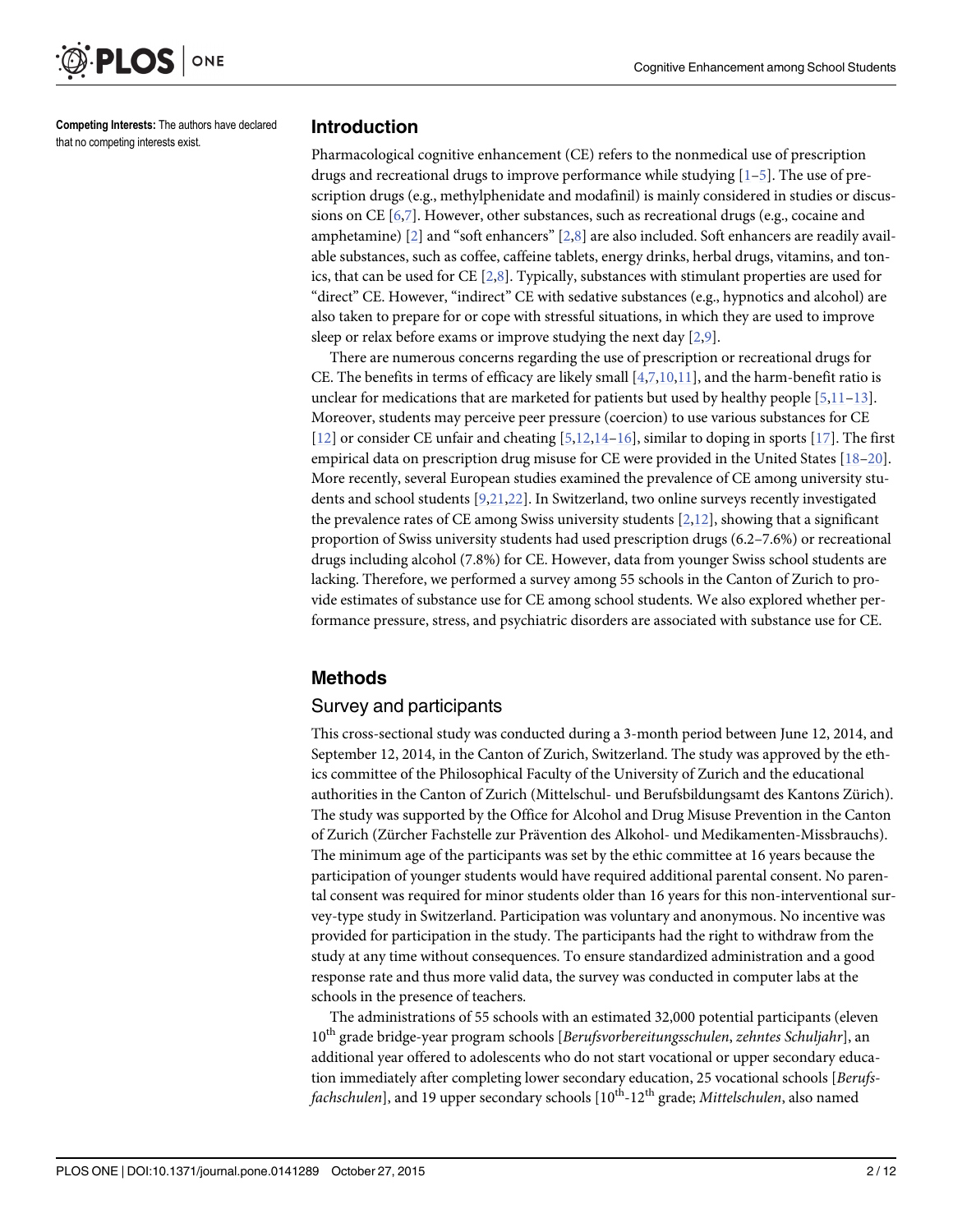**Competing Interests:** The authors have declared that no competing interests exist.

## Introduction

Pharmacological cognitive enhancement (CE) refers to the nonmedical use of prescription drugs and recreational drugs to improve performance while studying [1–5]. The use of prescription drugs (e.g., methylphenidate and modafinil) is mainly considered in studies or discussions on CE [6,7]. However, other substances, such as recreational drugs (e.g., cocaine and amphetamine) [2] and "soft enhancers" [2,8] are also included. Soft enhancers are readily available substances, such as coffee, caffeine tablets, energy drinks, herbal drugs, vitamins, and tonics, that can be used for CE [2,8]. Typically, substances with stimulant properties are used for "direct" CE. However, "indirect" CE with sedative substances (e.g., hypnotics and alcohol) are also taken to prepare for or cope with stressful situations, in which they are used to improve sleep or relax before exams or improve studying the next day [2,9].

There are numerous concerns regarding the use of prescription or recreational drugs for CE. The benefits in terms of efficacy are likely small [4,7,10,11], and the harm-benefit ratio is unclear for medications that are marketed for patients but used by healthy people [5,11–13]. Moreover, students may perceive peer pressure (coercion) to use various substances for CE [12] or consider CE unfair and cheating [5,12,14–16], similar to doping in sports [17]. The first empirical data on prescription drug misuse for CE were provided in the United States [18–20]. More recently, several European studies examined the prevalence of CE among university students and school students [9,21,22]. In Switzerland, two online surveys recently investigated the prevalence rates of CE among Swiss university students [2,12], showing that a significant proportion of Swiss university students had used prescription drugs (6.2–7.6%) or recreational drugs including alcohol (7.8%) for CE. However, data from younger Swiss school students are lacking. Therefore, we performed a survey among 55 schools in the Canton of Zurich to provide estimates of substance use for CE among school students. We also explored whether performance pressure, stress, and psychiatric disorders are associated with substance use for CE.

## Methods

### Survey and participants

This cross-sectional study was conducted during a 3-month period between June 12, 2014, and September 12, 2014, in the Canton of Zurich, Switzerland. The study was approved by the ethics committee of the Philosophical Faculty of the University of Zurich and the educational authorities in the Canton of Zurich (Mittelschul- und Berufsbildungsamt des Kantons Zürich). The study was supported by the Office for Alcohol and Drug Misuse Prevention in the Canton of Zurich (Zürcher Fachstelle zur Prävention des Alkohol- und Medikamenten-Missbrauchs). The minimum age of the participants was set by the ethic committee at 16 years because the participation of younger students would have required additional parental consent. No parental consent was required for minor students older than 16 years for this non-interventional survey-type study in Switzerland. Participation was voluntary and anonymous. No incentive was provided for participation in the study. The participants had the right to withdraw from the study at any time without consequences. To ensure standardized administration and a good response rate and thus more valid data, the survey was conducted in computer labs at the schools in the presence of teachers.

The administrations of 55 schools with an estimated 32,000 potential participants (eleven 10th grade bridge-year program schools [*Berufsvorbereitungsschulen*, *zehntes Schuljahr*], an additional year offered to adolescents who do not start vocational or upper secondary education immediately after completing lower secondary education, 25 vocational schools [*Berufsfachschulen*], and 19 upper secondary schools [10th-12th grade; *Mittelschulen*, also named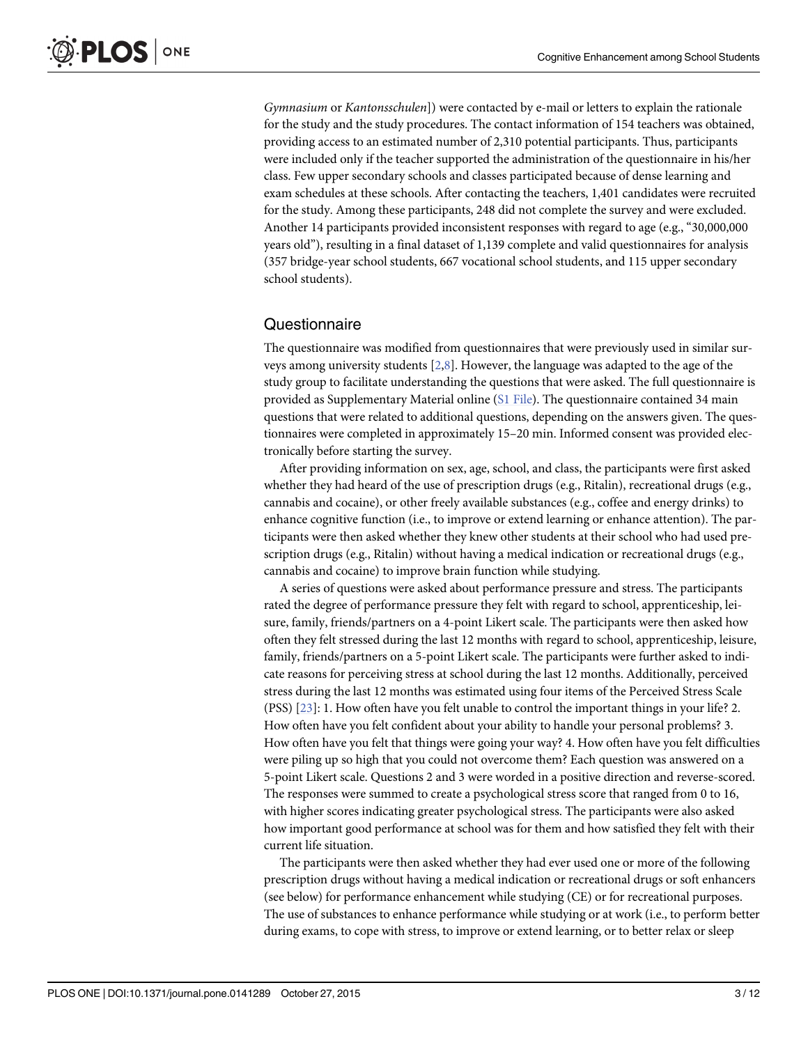*Gymnasium* or *Kantonsschulen*]) were contacted by e-mail or letters to explain the rationale for the study and the study procedures. The contact information of 154 teachers was obtained, providing access to an estimated number of 2,310 potential participants. Thus, participants were included only if the teacher supported the administration of the questionnaire in his/her class. Few upper secondary schools and classes participated because of dense learning and exam schedules at these schools. After contacting the teachers, 1,401 candidates were recruited for the study. Among these participants, 248 did not complete the survey and were excluded. Another 14 participants provided inconsistent responses with regard to age (e.g., "30,000,000 years old"), resulting in a final dataset of 1,139 complete and valid questionnaires for analysis (357 bridge-year school students, 667 vocational school students, and 115 upper secondary school students).

## Questionnaire

The questionnaire was modified from questionnaires that were previously used in similar surveys among university students [2,8]. However, the language was adapted to the age of the study group to facilitate understanding the questions that were asked. The full questionnaire is provided as Supplementary Material online (S1 File). The questionnaire contained 34 main questions that were related to additional questions, depending on the answers given. The questionnaires were completed in approximately 15–20 min. Informed consent was provided electronically before starting the survey.

After providing information on sex, age, school, and class, the participants were first asked whether they had heard of the use of prescription drugs (e.g., Ritalin), recreational drugs (e.g., cannabis and cocaine), or other freely available substances (e.g., coffee and energy drinks) to enhance cognitive function (i.e., to improve or extend learning or enhance attention). The participants were then asked whether they knew other students at their school who had used prescription drugs (e.g., Ritalin) without having a medical indication or recreational drugs (e.g., cannabis and cocaine) to improve brain function while studying.

A series of questions were asked about performance pressure and stress. The participants rated the degree of performance pressure they felt with regard to school, apprenticeship, leisure, family, friends/partners on a 4-point Likert scale. The participants were then asked how often they felt stressed during the last 12 months with regard to school, apprenticeship, leisure, family, friends/partners on a 5-point Likert scale. The participants were further asked to indicate reasons for perceiving stress at school during the last 12 months. Additionally, perceived stress during the last 12 months was estimated using four items of the Perceived Stress Scale (PSS) [23]: 1. How often have you felt unable to control the important things in your life? 2. How often have you felt confident about your ability to handle your personal problems? 3. How often have you felt that things were going your way? 4. How often have you felt difficulties were piling up so high that you could not overcome them? Each question was answered on a 5-point Likert scale. Questions 2 and 3 were worded in a positive direction and reverse-scored. The responses were summed to create a psychological stress score that ranged from 0 to 16, with higher scores indicating greater psychological stress. The participants were also asked how important good performance at school was for them and how satisfied they felt with their current life situation.

The participants were then asked whether they had ever used one or more of the following prescription drugs without having a medical indication or recreational drugs or soft enhancers (see below) for performance enhancement while studying (CE) or for recreational purposes. The use of substances to enhance performance while studying or at work (i.e., to perform better during exams, to cope with stress, to improve or extend learning, or to better relax or sleep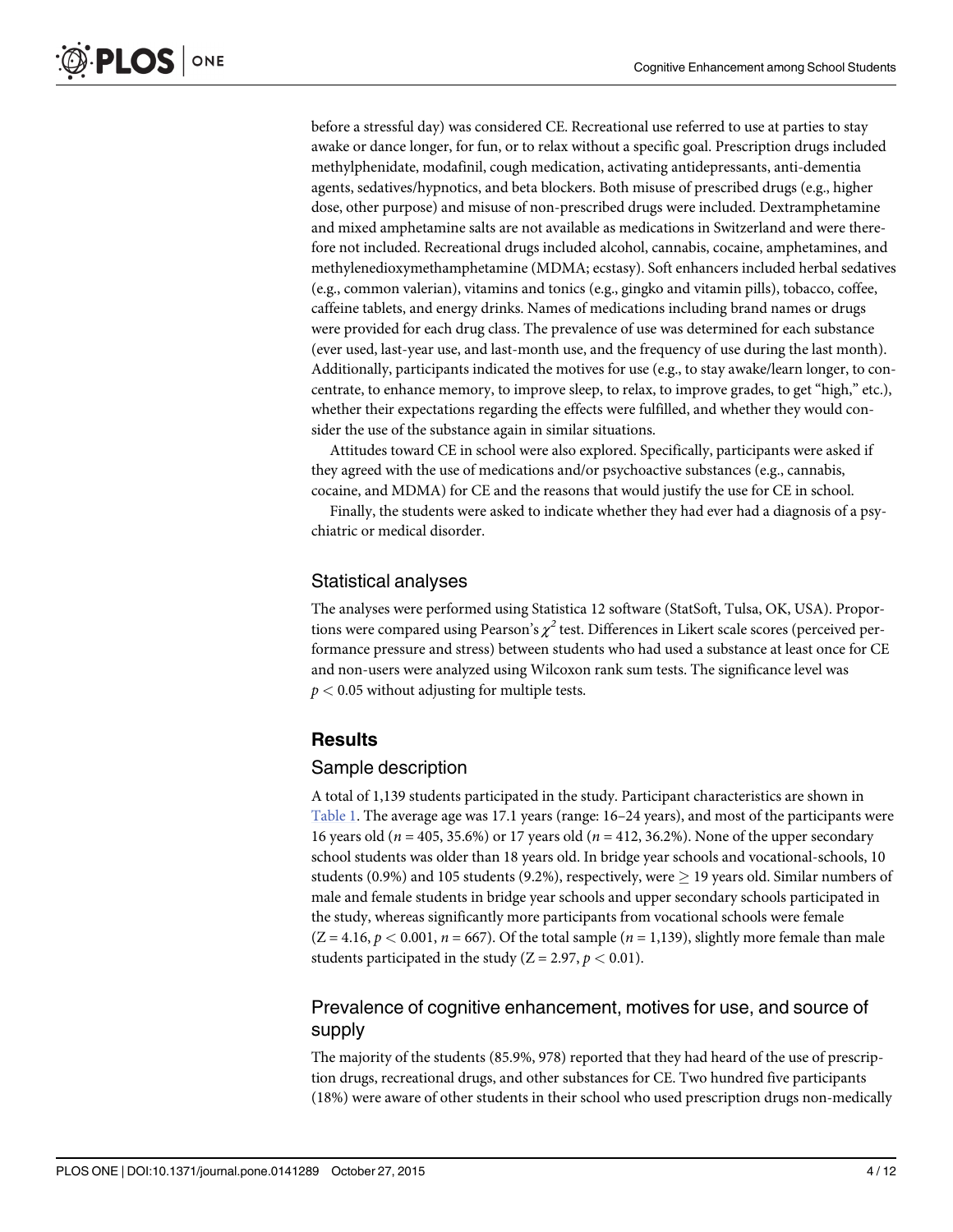before a stressful day) was considered CE. Recreational use referred to use at parties to stay awake or dance longer, for fun, or to relax without a specific goal. Prescription drugs included methylphenidate, modafinil, cough medication, activating antidepressants, anti-dementia agents, sedatives/hypnotics, and beta blockers. Both misuse of prescribed drugs (e.g., higher dose, other purpose) and misuse of non-prescribed drugs were included. Dextramphetamine and mixed amphetamine salts are not available as medications in Switzerland and were therefore not included. Recreational drugs included alcohol, cannabis, cocaine, amphetamines, and methylenedioxymethamphetamine (MDMA; ecstasy). Soft enhancers included herbal sedatives (e.g., common valerian), vitamins and tonics (e.g., gingko and vitamin pills), tobacco, coffee, caffeine tablets, and energy drinks. Names of medications including brand names or drugs were provided for each drug class. The prevalence of use was determined for each substance (ever used, last-year use, and last-month use, and the frequency of use during the last month). Additionally, participants indicated the motives for use (e.g., to stay awake/learn longer, to concentrate, to enhance memory, to improve sleep, to relax, to improve grades, to get "high," etc.), whether their expectations regarding the effects were fulfilled, and whether they would consider the use of the substance again in similar situations.

Attitudes toward CE in school were also explored. Specifically, participants were asked if they agreed with the use of medications and/or psychoactive substances (e.g., cannabis, cocaine, and MDMA) for CE and the reasons that would justify the use for CE in school.

Finally, the students were asked to indicate whether they had ever had a diagnosis of a psychiatric or medical disorder.

### Statistical analyses

The analyses were performed using Statistica 12 software (StatSoft, Tulsa, OK, USA). Proportions were compared using Pearson's $\chi^2$ test. Differences in Likert scale scores (perceived performance pressure and stress) between students who had used a substance at least once for CE and non-users were analyzed using Wilcoxon rank sum tests. The significance level was $p < 0.05$ without adjusting for multiple tests.

## Results

### Sample description

A total of 1,139 students participated in the study. Participant characteristics are shown in Table 1. The average age was 17.1 years (range: 16–24 years), and most of the participants were 16 years old ($n = 405$, 35.6%) or 17 years old ($n = 412$, 36.2%). None of the upper secondary school students was older than 18 years old. In bridge year schools and vocational-schools, 10 students (0.9%) and 105 students (9.2%), respectively, were $\geq 19$ years old. Similar numbers of male and female students in bridge year schools and upper secondary schools participated in the study, whereas significantly more participants from vocational schools were female ($Z = 4.16$, $p < 0.001$, $n = 667$). Of the total sample ($n = 1,139$), slightly more female than male students participated in the study ($Z = 2.97$, $p < 0.01$).

### Prevalence of cognitive enhancement, motives for use, and source of supply

The majority of the students (85.9%, 978) reported that they had heard of the use of prescription drugs, recreational drugs, and other substances for CE. Two hundred five participants (18%) were aware of other students in their school who used prescription drugs non-medically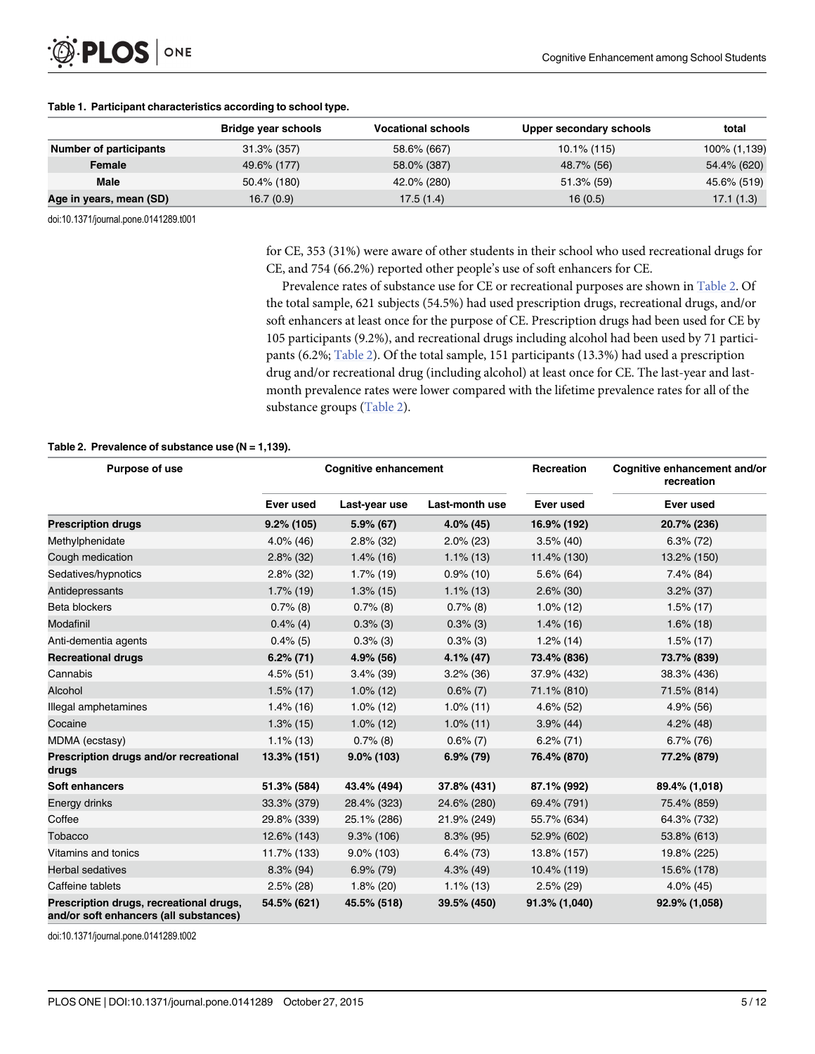**Table 1. Participant characteristics according to school type.**

| | Bridge year schools | Vocational schools | Upper secondary schools | total |
|---|---|---|---|---|
| **Number of participants** | 31.3% (357) | 58.6% (667) | 10.1% (115) | 100% (1,139) |
| **Female** | 49.6% (177) | 58.0% (387) | 48.7% (56) | 54.4% (620) |
| **Male** | 50.4% (180) | 42.0% (280) | 51.3% (59) | 45.6% (519) |
| **Age in years, mean (SD)** | 16.7 (0.9) | 17.5 (1.4) | 16 (0.5) | 17.1 (1.3) |

doi:10.1371/journal.pone.0141289.t001

for CE, 353 (31%) were aware of other students in their school who used recreational drugs for CE, and 754 (66.2%) reported other people's use of soft enhancers for CE.

Prevalence rates of substance use for CE or recreational purposes are shown in Table 2. Of the total sample, 621 subjects (54.5%) had used prescription drugs, recreational drugs, and/or soft enhancers at least once for the purpose of CE. Prescription drugs had been used for CE by 105 participants (9.2%), and recreational drugs including alcohol had been used by 71 participants (6.2%; Table 2). Of the total sample, 151 participants (13.3%) had used a prescription drug and/or recreational drug (including alcohol) at least once for CE. The last-year and last-month prevalence rates were lower compared with the lifetime prevalence rates for all of the substance groups (Table 2).

**Table 2. Prevalence of substance use (N = 1,139).**

| Purpose of use | Cognitive enhancement | | | Recreation | Cognitive enhancement and/or recreation |
|---|---|---|---|---|---|
| | Ever used | Last-year use | Last-month use | Ever used | Ever used |
| **Prescription drugs** | **9.2% (105)** | **5.9% (67)** | **4.0% (45)** | **16.9% (192)** | **20.7% (236)** |
| Methylphenidate | 4.0% (46) | 2.8% (32) | 2.0% (23) | 3.5% (40) | 6.3% (72) |
| Cough medication | 2.8% (32) | 1.4% (16) | 1.1% (13) | 11.4% (130) | 13.2% (150) |
| Sedatives/hypnotics | 2.8% (32) | 1.7% (19) | 0.9% (10) | 5.6% (64) | 7.4% (84) |
| Antidepressants | 1.7% (19) | 1.3% (15) | 1.1% (13) | 2.6% (30) | 3.2% (37) |
| Beta blockers | 0.7% (8) | 0.7% (8) | 0.7% (8) | 1.0% (12) | 1.5% (17) |
| Modafinil | 0.4% (4) | 0.3% (3) | 0.3% (3) | 1.4% (16) | 1.6% (18) |
| Anti-dementia agents | 0.4% (5) | 0.3% (3) | 0.3% (3) | 1.2% (14) | 1.5% (17) |
| **Recreational drugs** | **6.2% (71)** | **4.9% (56)** | **4.1% (47)** | **73.4% (836)** | **73.7% (839)** |
| Cannabis | 4.5% (51) | 3.4% (39) | 3.2% (36) | 37.9% (432) | 38.3% (436) |
| Alcohol | 1.5% (17) | 1.0% (12) | 0.6% (7) | 71.1% (810) | 71.5% (814) |
| Illegal amphetamines | 1.4% (16) | 1.0% (12) | 1.0% (11) | 4.6% (52) | 4.9% (56) |
| Cocaine | 1.3% (15) | 1.0% (12) | 1.0% (11) | 3.9% (44) | 4.2% (48) |
| MDMA (ecstasy) | 1.1% (13) | 0.7% (8) | 0.6% (7) | 6.2% (71) | 6.7% (76) |
| **Prescription drugs and/or recreational drugs** | **13.3% (151)** | **9.0% (103)** | **6.9% (79)** | **76.4% (870)** | **77.2% (879)** |
| **Soft enhancers** | **51.3% (584)** | **43.4% (494)** | **37.8% (431)** | **87.1% (992)** | **89.4% (1,018)** |
| Energy drinks | 33.3% (379) | 28.4% (323) | 24.6% (280) | 69.4% (791) | 75.4% (859) |
| Coffee | 29.8% (339) | 25.1% (286) | 21.9% (249) | 55.7% (634) | 64.3% (732) |
| Tobacco | 12.6% (143) | 9.3% (106) | 8.3% (95) | 52.9% (602) | 53.8% (613) |
| Vitamins and tonics | 11.7% (133) | 9.0% (103) | 6.4% (73) | 13.8% (157) | 19.8% (225) |
| Herbal sedatives | 8.3% (94) | 6.9% (79) | 4.3% (49) | 10.4% (119) | 15.6% (178) |
| Caffeine tablets | 2.5% (28) | 1.8% (20) | 1.1% (13) | 2.5% (29) | 4.0% (45) |
| **Prescription drugs, recreational drugs, and/or soft enhancers (all substances)** | **54.5% (621)** | **45.5% (518)** | **39.5% (450)** | **91.3% (1,040)** | **92.9% (1,058)** |

doi:10.1371/journal.pone.0141289.t002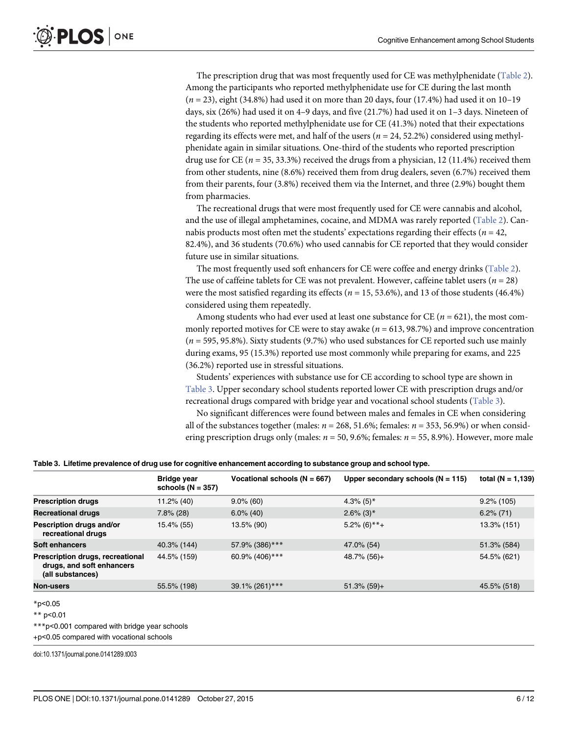The prescription drug that was most frequently used for CE was methylphenidate (Table 2). Among the participants who reported methylphenidate use for CE during the last month ($n$ = 23), eight (34.8%) had used it on more than 20 days, four (17.4%) had used it on 10–19 days, six (26%) had used it on 4–9 days, and five (21.7%) had used it on 1–3 days. Nineteen of the students who reported methylphenidate use for CE (41.3%) noted that their expectations regarding its effects were met, and half of the users ($n$ = 24, 52.2%) considered using methylphenidate again in similar situations. One-third of the students who reported prescription drug use for CE ($n$ = 35, 33.3%) received the drugs from a physician, 12 (11.4%) received them from other students, nine (8.6%) received them from drug dealers, seven (6.7%) received them from their parents, four (3.8%) received them via the Internet, and three (2.9%) bought them from pharmacies.

The recreational drugs that were most frequently used for CE were cannabis and alcohol, and the use of illegal amphetamines, cocaine, and MDMA was rarely reported (Table 2). Cannabis products most often met the students' expectations regarding their effects ($n$ = 42, 82.4%), and 36 students (70.6%) who used cannabis for CE reported that they would consider future use in similar situations.

The most frequently used soft enhancers for CE were coffee and energy drinks (Table 2). The use of caffeine tablets for CE was not prevalent. However, caffeine tablet users ($n$ = 28) were the most satisfied regarding its effects ($n$ = 15, 53.6%), and 13 of those students (46.4%) considered using them repeatedly.

Among students who had ever used at least one substance for CE ($n$ = 621), the most commonly reported motives for CE were to stay awake ($n$ = 613, 98.7%) and improve concentration ($n$ = 595, 95.8%). Sixty students (9.7%) who used substances for CE reported such use mainly during exams, 95 (15.3%) reported use most commonly while preparing for exams, and 225 (36.2%) reported use in stressful situations.

Students' experiences with substance use for CE according to school type are shown in Table 3. Upper secondary school students reported lower CE with prescription drugs and/or recreational drugs compared with bridge year and vocational school students (Table 3).

No significant differences were found between males and females in CE when considering all of the substances together (males: $n$ = 268, 51.6%; females: $n$ = 353, 56.9%) or when considering prescription drugs only (males: $n$ = 50, 9.6%; females: $n$ = 55, 8.9%). However, more male

**Table 3. Lifetime prevalence of drug use for cognitive enhancement according to substance group and school type.**

| | Bridge year schools (N = 357) | Vocational schools (N = 667) | Upper secondary schools (N = 115) | total (N = 1,139) |
|---|---|---|---|---|
| **Prescription drugs** | 11.2% (40) | 9.0% (60) | 4.3% (5)* | 9.2% (105) |
| **Recreational drugs** | 7.8% (28) | 6.0% (40) | 2.6% (3)* | 6.2% (71) |
| **Pescription drugs and/or recreational drugs** | 15.4% (55) | 13.5% (90) | 5.2% (6)**+ | 13.3% (151) |
| **Soft enhancers** | 40.3% (144) | 57.9% (386)*** | 47.0% (54) | 51.3% (584) |
| **Prescription drugs, recreational drugs, and soft enhancers (all substances)** | 44.5% (159) | 60.9% (406)*** | 48.7% (56)+ | 54.5% (621) |
| **Non-users** | 55.5% (198) | 39.1% (261)*** | 51.3% (59)+ | 45.5% (518) |

*p<0.05

** p<0.01

***p<0.001 compared with bridge year schools

+p<0.05 compared with vocational schools

doi:10.1371/journal.pone.0141289.t003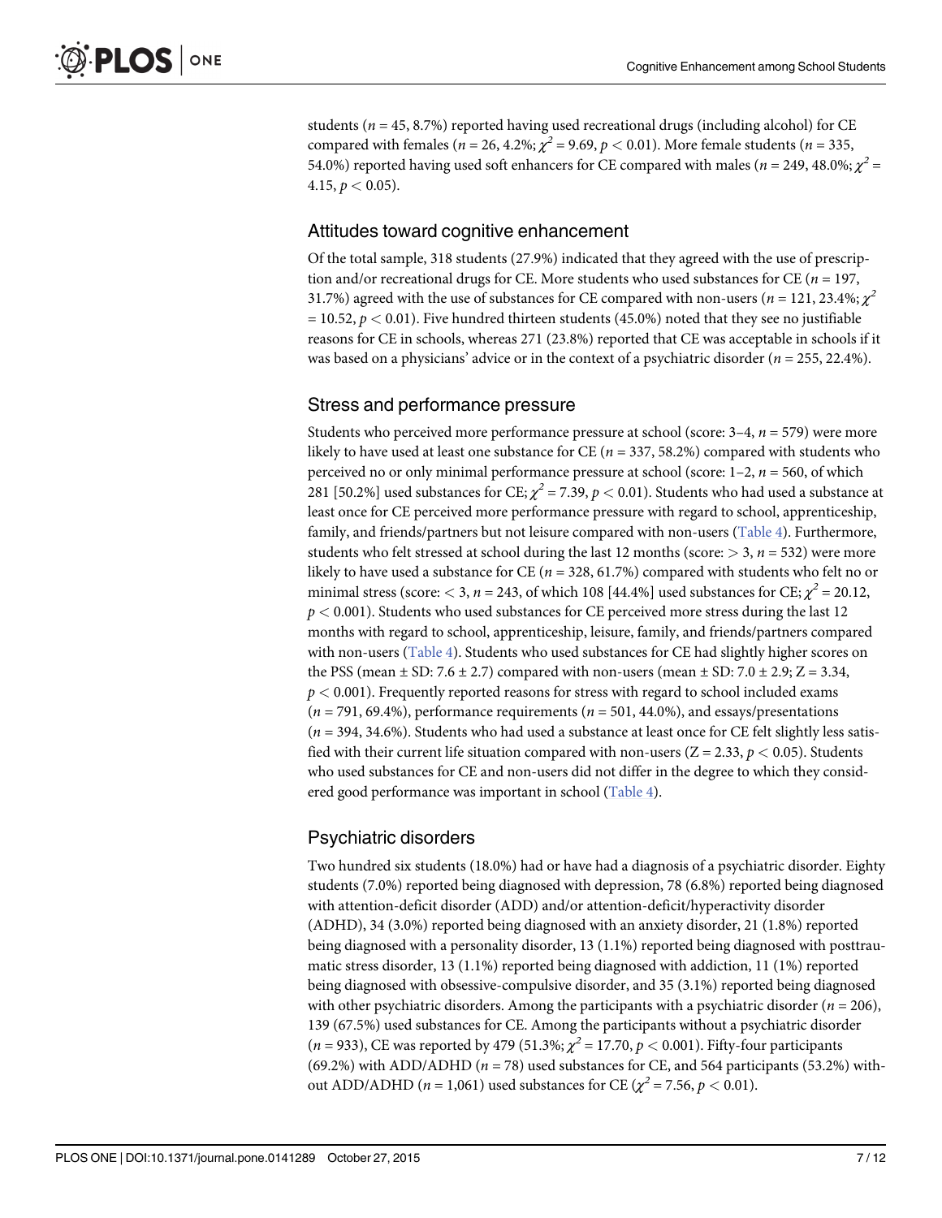students ($n$ = 45, 8.7%) reported having used recreational drugs (including alcohol) for CE compared with females ($n$ = 26, 4.2%; $\chi^2$ = 9.69, $p < 0.01$). More female students ($n$ = 335, 54.0%) reported having used soft enhancers for CE compared with males ($n$ = 249, 48.0%; $\chi^2$ = 4.15, $p < 0.05$).

## Attitudes toward cognitive enhancement

Of the total sample, 318 students (27.9%) indicated that they agreed with the use of prescription and/or recreational drugs for CE. More students who used substances for CE ($n$ = 197, 31.7%) agreed with the use of substances for CE compared with non-users ($n$ = 121, 23.4%; $\chi^2$ = 10.52, $p < 0.01$). Five hundred thirteen students (45.0%) noted that they see no justifiable reasons for CE in schools, whereas 271 (23.8%) reported that CE was acceptable in schools if it was based on a physicians' advice or in the context of a psychiatric disorder ($n$ = 255, 22.4%).

## Stress and performance pressure

Students who perceived more performance pressure at school (score: 3–4, $n$ = 579) were more likely to have used at least one substance for CE ($n$ = 337, 58.2%) compared with students who perceived no or only minimal performance pressure at school (score: 1–2, $n$ = 560, of which 281 [50.2%] used substances for CE; $\chi^2$ = 7.39, $p < 0.01$). Students who had used a substance at least once for CE perceived more performance pressure with regard to school, apprenticeship, family, and friends/partners but not leisure compared with non-users (Table 4). Furthermore, students who felt stressed at school during the last 12 months (score: > 3, $n$ = 532) were more likely to have used a substance for CE ($n$ = 328, 61.7%) compared with students who felt no or minimal stress (score: < 3, $n$ = 243, of which 108 [44.4%] used substances for CE; $\chi^2$ = 20.12, $p < 0.001$). Students who used substances for CE perceived more stress during the last 12 months with regard to school, apprenticeship, leisure, family, and friends/partners compared with non-users (Table 4). Students who used substances for CE had slightly higher scores on the PSS (mean ± SD: 7.6 ± 2.7) compared with non-users (mean ± SD: 7.0 ± 2.9; Z = 3.34, $p < 0.001$). Frequently reported reasons for stress with regard to school included exams ($n$ = 791, 69.4%), performance requirements ($n$ = 501, 44.0%), and essays/presentations ($n$ = 394, 34.6%). Students who had used a substance at least once for CE felt slightly less satisfied with their current life situation compared with non-users (Z = 2.33, $p < 0.05$). Students who used substances for CE and non-users did not differ in the degree to which they considered good performance was important in school (Table 4).

## Psychiatric disorders

Two hundred six students (18.0%) had or have had a diagnosis of a psychiatric disorder. Eighty students (7.0%) reported being diagnosed with depression, 78 (6.8%) reported being diagnosed with attention-deficit disorder (ADD) and/or attention-deficit/hyperactivity disorder (ADHD), 34 (3.0%) reported being diagnosed with an anxiety disorder, 21 (1.8%) reported being diagnosed with a personality disorder, 13 (1.1%) reported being diagnosed with posttraumatic stress disorder, 13 (1.1%) reported being diagnosed with addiction, 11 (1%) reported being diagnosed with obsessive-compulsive disorder, and 35 (3.1%) reported being diagnosed with other psychiatric disorders. Among the participants with a psychiatric disorder ($n$ = 206), 139 (67.5%) used substances for CE. Among the participants without a psychiatric disorder ($n$ = 933), CE was reported by 479 (51.3%; $\chi^2$ = 17.70, $p < 0.001$). Fifty-four participants (69.2%) with ADD/ADHD ($n$ = 78) used substances for CE, and 564 participants (53.2%) without ADD/ADHD ($n$ = 1,061) used substances for CE ($\chi^2$ = 7.56, $p < 0.01$).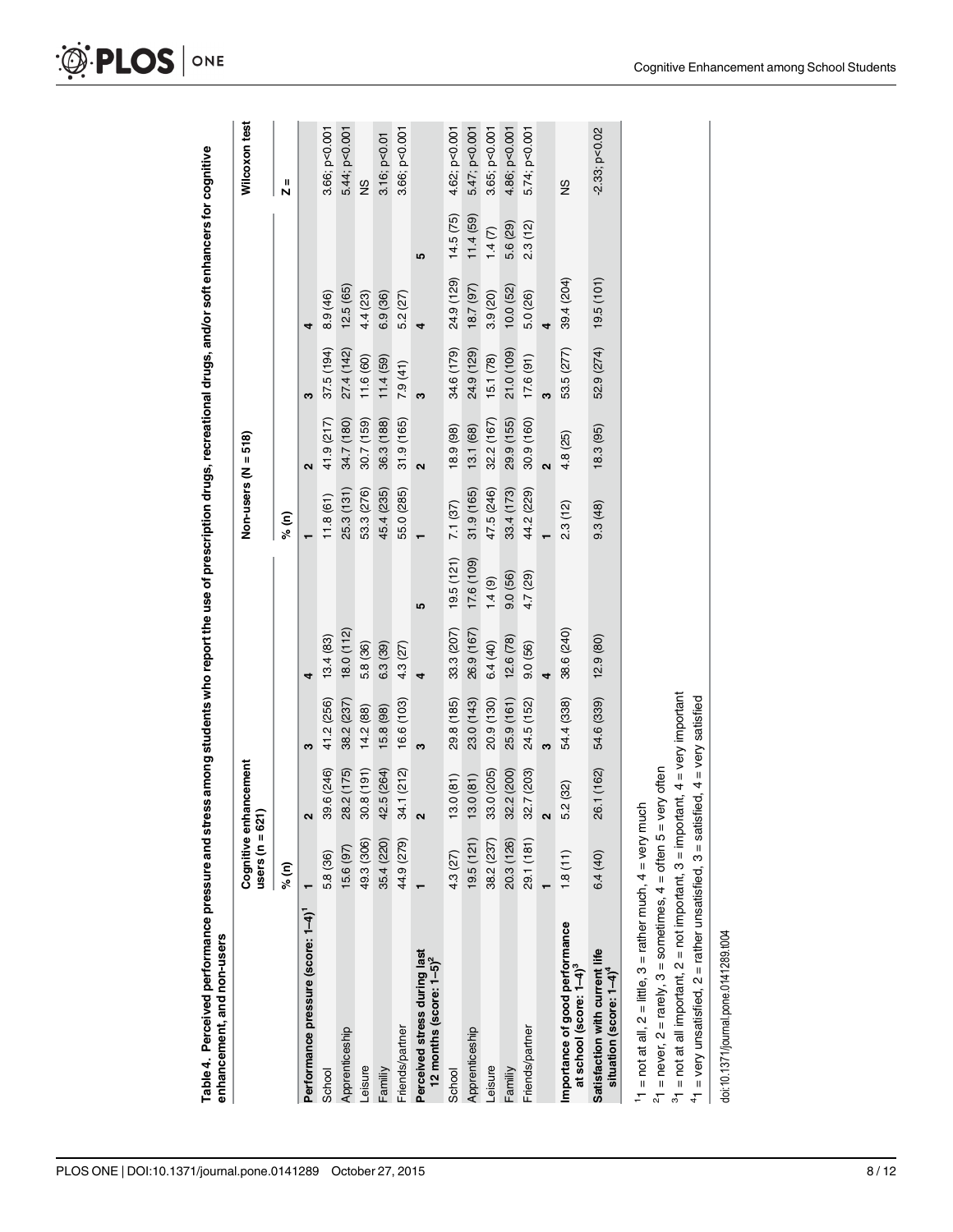**Table 4. Perceived performance pressure and stress among students who report the use of prescription drugs, recreational drugs, and/or soft enhancers for cognitive enhancement, and non-users**

| | Cognitive enhancement users (n = 621) | | | | | Non-users (N = 518) | | | | | Wilcoxon test |
|---|---|---|---|---|---|---|---|---|---|---|---|
| | % (n) | | | | | % (n) | | | | | Z = |
| **Performance pressure (score: 1–4)[1]** | 1 | 2 | 3 | 4 | | 1 | 2 | 3 | 4 | | |
| School | 5.8 (36) | 39.6 (246) | 41.2 (256) | 13.4 (83) | | 11.8 (61) | 41.9 (217) | 37.5 (194) | 8.9 (46) | | 3.66; p<0.001 |
| Apprenticeship | 15.6 (97) | 28.2 (175) | 38.2 (237) | 18.0 (112) | | 25.3 (131) | 34.7 (180) | 27.4 (142) | 12.5 (65) | | 5.44; p<0.001 |
| Leisure | 49.3 (306) | 30.8 (191) | 14.2 (88) | 5.8 (36) | | 53.3 (276) | 30.7 (159) | 11.6 (60) | 4.4 (23) | | NS |
| Familiy | 35.4 (220) | 42.5 (264) | 15.8 (98) | 6.3 (39) | | 45.4 (235) | 36.3 (188) | 11.4 (59) | 6.9 (36) | | 3.16; p<0.01 |
| Friends/partner | 44.9 (279) | 34.1 (212) | 16.6 (103) | 4.3 (27) | | 55.0 (285) | 31.9 (165) | 7.9 (41) | 5.2 (27) | | 3.66; p<0.001 |
| **Perceived stress during last 12 months (score: 1–5)[2]** | 1 | 2 | 3 | 4 | 5 | 1 | 2 | 3 | 4 | 5 | |
| School | 4.3 (27) | 13.0 (81) | 29.8 (185) | 33.3 (207) | 19.5 (121) | 7.1 (37) | 18.9 (98) | 34.6 (179) | 24.9 (129) | 14.5 (75) | 4.62; p<0.001 |
| Apprenticeship | 19.5 (121) | 13.0 (81) | 23.0 (143) | 26.9 (167) | 17.6 (109) | 31.9 (165) | 13.1 (68) | 24.9 (129) | 18.7 (97) | 11.4 (59) | 5.47; p<0.001 |
| Leisure | 38.2 (237) | 33.0 (205) | 20.9 (130) | 6.4 (40) | 1.4 (9) | 47.5 (246) | 32.2 (167) | 15.1 (78) | 3.9 (20) | 1.4 (7) | 3.65; p<0.001 |
| Familiy | 20.3 (126) | 32.2 (200) | 25.9 (161) | 12.6 (78) | 9.0 (56) | 33.4 (173) | 29.9 (155) | 21.0 (109) | 10.0 (52) | 5.6 (29) | 4.86; p<0.001 |
| Friends/partner | 29.1 (181) | 32.7 (203) | 24.5 (152) | 9.0 (56) | 4.7 (29) | 44.2 (229) | 30.9 (160) | 17.6 (91) | 5.0 (26) | 2.3 (12) | 5.74; p<0.001 |
| | 1 | 2 | 3 | 4 | | 1 | 2 | 3 | 4 | | |
| **Importance of good performance at school (score: 1–4)[3]** | 1.8 (11) | 5.2 (32) | 54.4 (338) | 38.6 (240) | | 2.3 (12) | 4.8 (25) | 53.5 (277) | 39.4 (204) | | NS |
| **Satisfaction with current life situation (score: 1–4)[4]** | 6.4 (40) | 26.1 (162) | 54.6 (339) | 12.9 (80) | | 9.3 (48) | 18.3 (95) | 52.9 (274) | 19.5 (101) | | -2.33; p<0.02 |

[1]1 = not at all, 2 = little, 3 = rather much, 4 = very much

[2]1 = never, 2 = rarely, 3 = sometimes, 4 = often 5 = very often

[3]1 = not at all important, 2 = not important, 3 = important, 4 = very important

[4]1 = very unsatisfied, 2 = rather unsatisfied, 3 = satisfied, 4 = very satisfied

doi:10.1371/journal.pone.0141289.t004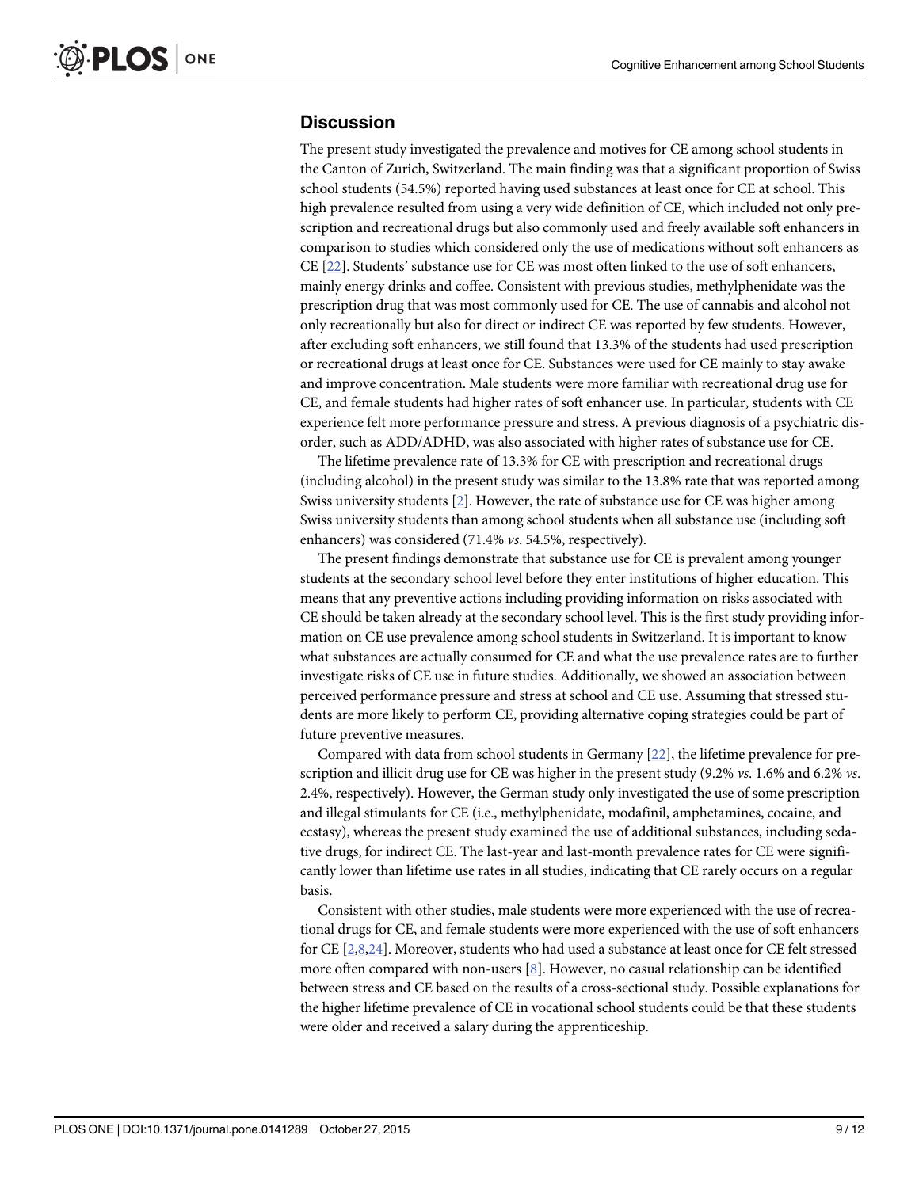## Discussion

The present study investigated the prevalence and motives for CE among school students in the Canton of Zurich, Switzerland. The main finding was that a significant proportion of Swiss school students (54.5%) reported having used substances at least once for CE at school. This high prevalence resulted from using a very wide definition of CE, which included not only prescription and recreational drugs but also commonly used and freely available soft enhancers in comparison to studies which considered only the use of medications without soft enhancers as CE [22]. Students' substance use for CE was most often linked to the use of soft enhancers, mainly energy drinks and coffee. Consistent with previous studies, methylphenidate was the prescription drug that was most commonly used for CE. The use of cannabis and alcohol not only recreationally but also for direct or indirect CE was reported by few students. However, after excluding soft enhancers, we still found that 13.3% of the students had used prescription or recreational drugs at least once for CE. Substances were used for CE mainly to stay awake and improve concentration. Male students were more familiar with recreational drug use for CE, and female students had higher rates of soft enhancer use. In particular, students with CE experience felt more performance pressure and stress. A previous diagnosis of a psychiatric disorder, such as ADD/ADHD, was also associated with higher rates of substance use for CE.

The lifetime prevalence rate of 13.3% for CE with prescription and recreational drugs (including alcohol) in the present study was similar to the 13.8% rate that was reported among Swiss university students [2]. However, the rate of substance use for CE was higher among Swiss university students than among school students when all substance use (including soft enhancers) was considered (71.4% *vs*. 54.5%, respectively).

The present findings demonstrate that substance use for CE is prevalent among younger students at the secondary school level before they enter institutions of higher education. This means that any preventive actions including providing information on risks associated with CE should be taken already at the secondary school level. This is the first study providing information on CE use prevalence among school students in Switzerland. It is important to know what substances are actually consumed for CE and what the use prevalence rates are to further investigate risks of CE use in future studies. Additionally, we showed an association between perceived performance pressure and stress at school and CE use. Assuming that stressed students are more likely to perform CE, providing alternative coping strategies could be part of future preventive measures.

Compared with data from school students in Germany [22], the lifetime prevalence for prescription and illicit drug use for CE was higher in the present study (9.2% *vs*. 1.6% and 6.2% *vs*. 2.4%, respectively). However, the German study only investigated the use of some prescription and illegal stimulants for CE (i.e., methylphenidate, modafinil, amphetamines, cocaine, and ecstasy), whereas the present study examined the use of additional substances, including sedative drugs, for indirect CE. The last-year and last-month prevalence rates for CE were significantly lower than lifetime use rates in all studies, indicating that CE rarely occurs on a regular basis.

Consistent with other studies, male students were more experienced with the use of recreational drugs for CE, and female students were more experienced with the use of soft enhancers for CE [2,8,24]. Moreover, students who had used a substance at least once for CE felt stressed more often compared with non-users [8]. However, no casual relationship can be identified between stress and CE based on the results of a cross-sectional study. Possible explanations for the higher lifetime prevalence of CE in vocational school students could be that these students were older and received a salary during the apprenticeship.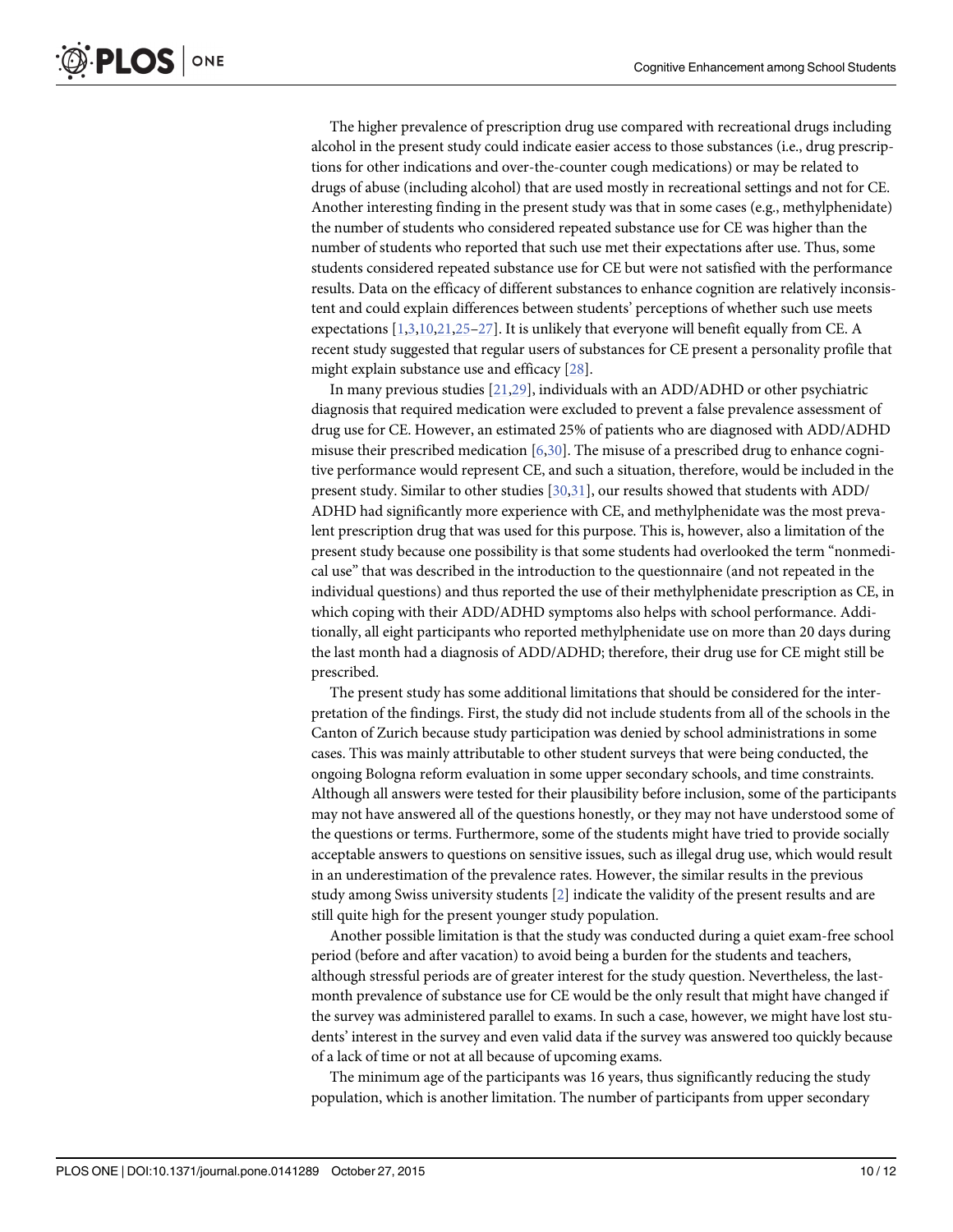The higher prevalence of prescription drug use compared with recreational drugs including alcohol in the present study could indicate easier access to those substances (i.e., drug prescriptions for other indications and over-the-counter cough medications) or may be related to drugs of abuse (including alcohol) that are used mostly in recreational settings and not for CE. Another interesting finding in the present study was that in some cases (e.g., methylphenidate) the number of students who considered repeated substance use for CE was higher than the number of students who reported that such use met their expectations after use. Thus, some students considered repeated substance use for CE but were not satisfied with the performance results. Data on the efficacy of different substances to enhance cognition are relatively inconsistent and could explain differences between students' perceptions of whether such use meets expectations [1,3,10,21,25–27]. It is unlikely that everyone will benefit equally from CE. A recent study suggested that regular users of substances for CE present a personality profile that might explain substance use and efficacy [28].

In many previous studies [21,29], individuals with an ADD/ADHD or other psychiatric diagnosis that required medication were excluded to prevent a false prevalence assessment of drug use for CE. However, an estimated 25% of patients who are diagnosed with ADD/ADHD misuse their prescribed medication [6,30]. The misuse of a prescribed drug to enhance cognitive performance would represent CE, and such a situation, therefore, would be included in the present study. Similar to other studies [30,31], our results showed that students with ADD/ADHD had significantly more experience with CE, and methylphenidate was the most prevalent prescription drug that was used for this purpose. This is, however, also a limitation of the present study because one possibility is that some students had overlooked the term "nonmedical use" that was described in the introduction to the questionnaire (and not repeated in the individual questions) and thus reported the use of their methylphenidate prescription as CE, in which coping with their ADD/ADHD symptoms also helps with school performance. Additionally, all eight participants who reported methylphenidate use on more than 20 days during the last month had a diagnosis of ADD/ADHD; therefore, their drug use for CE might still be prescribed.

The present study has some additional limitations that should be considered for the interpretation of the findings. First, the study did not include students from all of the schools in the Canton of Zurich because study participation was denied by school administrations in some cases. This was mainly attributable to other student surveys that were being conducted, the ongoing Bologna reform evaluation in some upper secondary schools, and time constraints. Although all answers were tested for their plausibility before inclusion, some of the participants may not have answered all of the questions honestly, or they may not have understood some of the questions or terms. Furthermore, some of the students might have tried to provide socially acceptable answers to questions on sensitive issues, such as illegal drug use, which would result in an underestimation of the prevalence rates. However, the similar results in the previous study among Swiss university students [2] indicate the validity of the present results and are still quite high for the present younger study population.

Another possible limitation is that the study was conducted during a quiet exam-free school period (before and after vacation) to avoid being a burden for the students and teachers, although stressful periods are of greater interest for the study question. Nevertheless, the last-month prevalence of substance use for CE would be the only result that might have changed if the survey was administered parallel to exams. In such a case, however, we might have lost students' interest in the survey and even valid data if the survey was answered too quickly because of a lack of time or not at all because of upcoming exams.

The minimum age of the participants was 16 years, thus significantly reducing the study population, which is another limitation. The number of participants from upper secondary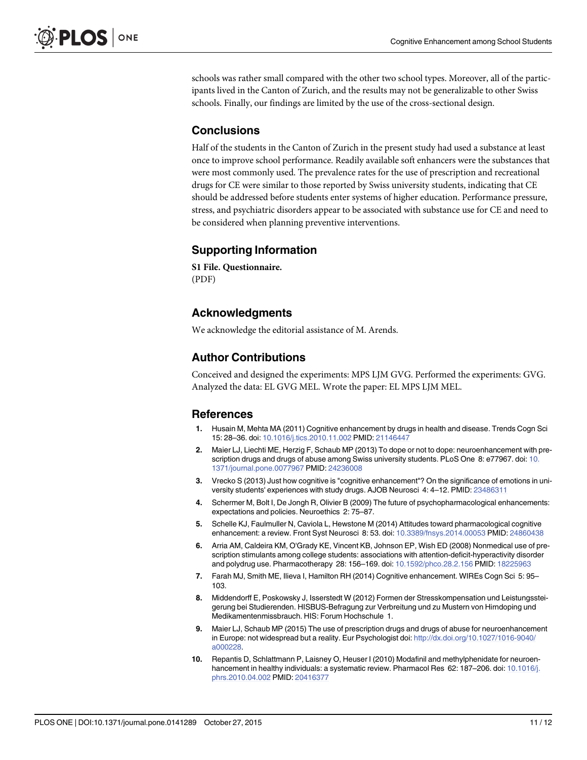schools was rather small compared with the other two school types. Moreover, all of the participants lived in the Canton of Zurich, and the results may not be generalizable to other Swiss schools. Finally, our findings are limited by the use of the cross-sectional design.

## Conclusions

Half of the students in the Canton of Zurich in the present study had used a substance at least once to improve school performance. Readily available soft enhancers were the substances that were most commonly used. The prevalence rates for the use of prescription and recreational drugs for CE were similar to those reported by Swiss university students, indicating that CE should be addressed before students enter systems of higher education. Performance pressure, stress, and psychiatric disorders appear to be associated with substance use for CE and need to be considered when planning preventive interventions.

## Supporting Information

**S1 File. Questionnaire.**
(PDF)

## Acknowledgments

We acknowledge the editorial assistance of M. Arends.

## Author Contributions

Conceived and designed the experiments: MPS LJM GVG. Performed the experiments: GVG. Analyzed the data: EL GVG MEL. Wrote the paper: EL MPS LJM MEL.

## References

1. Husain M, Mehta MA (2011) Cognitive enhancement by drugs in health and disease. Trends Cogn Sci 15: 28–36. doi: 10.1016/j.tics.2010.11.002 PMID: 21146447
2. Maier LJ, Liechti ME, Herzig F, Schaub MP (2013) To dope or not to dope: neuroenhancement with prescription drugs and drugs of abuse among Swiss university students. PLoS One 8: e77967. doi: 10.1371/journal.pone.0077967 PMID: 24236008
3. Vrecko S (2013) Just how cognitive is "cognitive enhancement"? On the significance of emotions in university students' experiences with study drugs. AJOB Neurosci 4: 4–12. PMID: 23486311
4. Schermer M, Bolt I, De Jongh R, Olivier B (2009) The future of psychopharmacological enhancements: expectations and policies. Neuroethics 2: 75–87.
5. Schelle KJ, Faulmuller N, Caviola L, Hewstone M (2014) Attitudes toward pharmacological cognitive enhancement: a review. Front Syst Neurosci 8: 53. doi: 10.3389/fnsys.2014.00053 PMID: 24860438
6. Arria AM, Caldeira KM, O'Grady KE, Vincent KB, Johnson EP, Wish ED (2008) Nonmedical use of prescription stimulants among college students: associations with attention-deficit-hyperactivity disorder and polydrug use. Pharmacotherapy 28: 156–169. doi: 10.1592/phco.28.2.156 PMID: 18225963
7. Farah MJ, Smith ME, Ilieva I, Hamilton RH (2014) Cognitive enhancement. WIREs Cogn Sci 5: 95–103.
8. Middendorff E, Poskowsky J, Isserstedt W (2012) Formen der Stresskompensation und Leistungssteigerung bei Studierenden. HISBUS-Befragung zur Verbreitung und zu Mustern von Hirndoping und Medikamentenmissbrauch. HIS: Forum Hochschule 1.
9. Maier LJ, Schaub MP (2015) The use of prescription drugs and drugs of abuse for neuroenhancement in Europe: not widespread but a reality. Eur Psychologist doi: http://dx.doi.org/10.1027/1016-9040/a000228.
10. Repantis D, Schlattmann P, Laisney O, Heuser I (2010) Modafinil and methylphenidate for neuroenhancement in healthy individuals: a systematic review. Pharmacol Res 62: 187–206. doi: 10.1016/j.phrs.2010.04.002 PMID: 20416377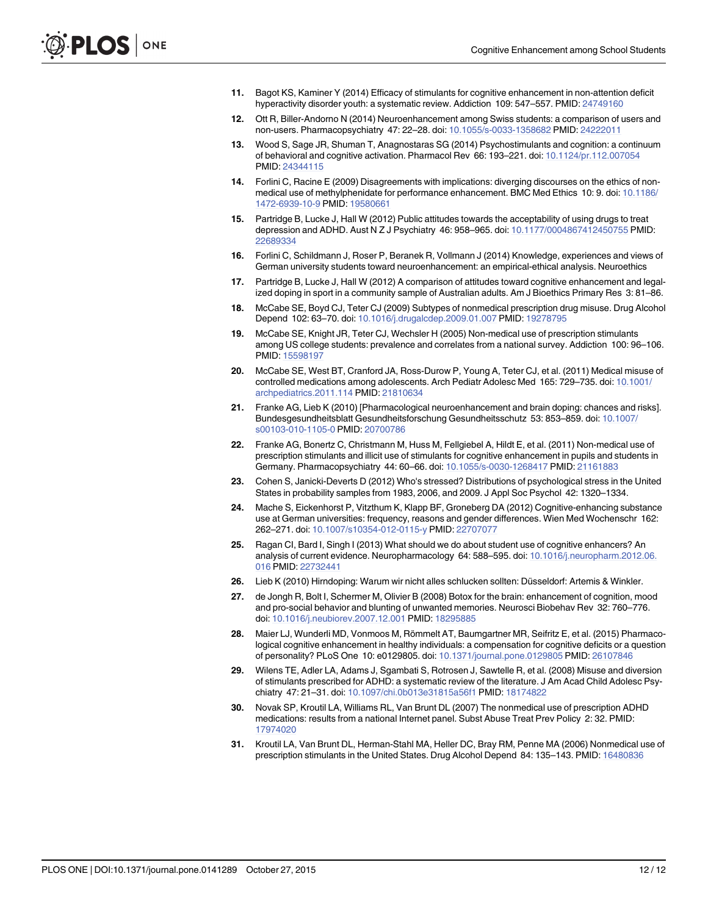11. Bagot KS, Kaminer Y (2014) Efficacy of stimulants for cognitive enhancement in non-attention deficit hyperactivity disorder youth: a systematic review. Addiction 109: 547–557. PMID: 24749160

12. Ott R, Biller-Andorno N (2014) Neuroenhancement among Swiss students: a comparison of users and non-users. Pharmacopsychiatry 47: 22–28. doi: 10.1055/s-0033-1358682 PMID: 24222011

13. Wood S, Sage JR, Shuman T, Anagnostaras SG (2014) Psychostimulants and cognition: a continuum of behavioral and cognitive activation. Pharmacol Rev 66: 193–221. doi: 10.1124/pr.112.007054 PMID: 24344115

14. Forlini C, Racine E (2009) Disagreements with implications: diverging discourses on the ethics of non-medical use of methylphenidate for performance enhancement. BMC Med Ethics 10: 9. doi: 10.1186/1472-6939-10-9 PMID: 19580661

15. Partridge B, Lucke J, Hall W (2012) Public attitudes towards the acceptability of using drugs to treat depression and ADHD. Aust N Z J Psychiatry 46: 958–965. doi: 10.1177/0004867412450755 PMID: 22689334

16. Forlini C, Schildmann J, Roser P, Beranek R, Vollmann J (2014) Knowledge, experiences and views of German university students toward neuroenhancement: an empirical-ethical analysis. Neuroethics

17. Partridge B, Lucke J, Hall W (2012) A comparison of attitudes toward cognitive enhancement and legalized doping in sport in a community sample of Australian adults. Am J Bioethics Primary Res 3: 81–86.

18. McCabe SE, Boyd CJ, Teter CJ (2009) Subtypes of nonmedical prescription drug misuse. Drug Alcohol Depend 102: 63–70. doi: 10.1016/j.drugalcdep.2009.01.007 PMID: 19278795

19. McCabe SE, Knight JR, Teter CJ, Wechsler H (2005) Non-medical use of prescription stimulants among US college students: prevalence and correlates from a national survey. Addiction 100: 96–106. PMID: 15598197

20. McCabe SE, West BT, Cranford JA, Ross-Durow P, Young A, Teter CJ, et al. (2011) Medical misuse of controlled medications among adolescents. Arch Pediatr Adolesc Med 165: 729–735. doi: 10.1001/archpediatrics.2011.114 PMID: 21810634

21. Franke AG, Lieb K (2010) [Pharmacological neuroenhancement and brain doping: chances and risks]. Bundesgesundheitsblatt Gesundheitsforschung Gesundheitsschutz 53: 853–859. doi: 10.1007/s00103-010-1105-0 PMID: 20700786

22. Franke AG, Bonertz C, Christmann M, Huss M, Fellgiebel A, Hildt E, et al. (2011) Non-medical use of prescription stimulants and illicit use of stimulants for cognitive enhancement in pupils and students in Germany. Pharmacopsychiatry 44: 60–66. doi: 10.1055/s-0030-1268417 PMID: 21161883

23. Cohen S, Janicki-Deverts D (2012) Who's stressed? Distributions of psychological stress in the United States in probability samples from 1983, 2006, and 2009. J Appl Soc Psychol 42: 1320–1334.

24. Mache S, Eickenhorst P, Vitzthum K, Klapp BF, Groneberg DA (2012) Cognitive-enhancing substance use at German universities: frequency, reasons and gender differences. Wien Med Wochenschr 162: 262–271. doi: 10.1007/s10354-012-0115-y PMID: 22707077

25. Ragan CI, Bard I, Singh I (2013) What should we do about student use of cognitive enhancers? An analysis of current evidence. Neuropharmacology 64: 588–595. doi: 10.1016/j.neuropharm.2012.06.016 PMID: 22732441

26. Lieb K (2010) Hirndoping: Warum wir nicht alles schlucken sollten: Düsseldorf: Artemis & Winkler.

27. de Jongh R, Bolt I, Schermer M, Olivier B (2008) Botox for the brain: enhancement of cognition, mood and pro-social behavior and blunting of unwanted memories. Neurosci Biobehav Rev 32: 760–776. doi: 10.1016/j.neubiorev.2007.12.001 PMID: 18295885

28. Maier LJ, Wunderli MD, Vonmoos M, Römmelt AT, Baumgartner MR, Seifritz E, et al. (2015) Pharmacological cognitive enhancement in healthy individuals: a compensation for cognitive deficits or a question of personality? PLoS One 10: e0129805. doi: 10.1371/journal.pone.0129805 PMID: 26107846

29. Wilens TE, Adler LA, Adams J, Sgambati S, Rotrosen J, Sawtelle R, et al. (2008) Misuse and diversion of stimulants prescribed for ADHD: a systematic review of the literature. J Am Acad Child Adolesc Psychiatry 47: 21–31. doi: 10.1097/chi.0b013e31815a56f1 PMID: 18174822

30. Novak SP, Kroutil LA, Williams RL, Van Brunt DL (2007) The nonmedical use of prescription ADHD medications: results from a national Internet panel. Subst Abuse Treat Prev Policy 2: 32. PMID: 17974020

31. Kroutil LA, Van Brunt DL, Herman-Stahl MA, Heller DC, Bray RM, Penne MA (2006) Nonmedical use of prescription stimulants in the United States. Drug Alcohol Depend 84: 135–143. PMID: 16480836